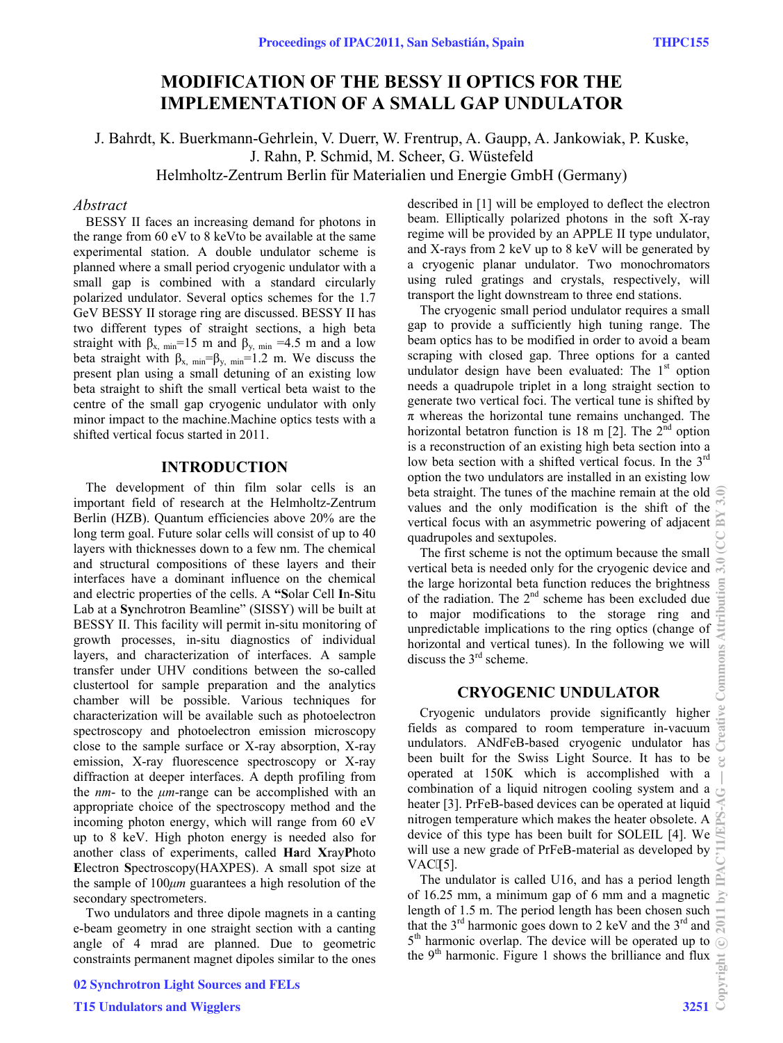# MODIFICATION OF THE BESSY II OPTICS FOR THE IMPLEMENTATION OF A SMALL GAP UNDULATOR

J. Bahrdt, K. Buerkmann-Gehrlein, V. Duerr, W. Frentrup, A. Gaupp, A. Jankowiak, P. Kuske, J. Rahn, P. Schmid, M. Scheer, G. Wüstefeld
Helmholtz-Zentrum Berlin für Materialien und Energie GmbH (Germany)

*Abstract*

BESSY II faces an increasing demand for photons in the range from 60 eV to 8 keVto be available at the same experimental station. A double undulator scheme is planned where a small period cryogenic undulator with a small gap is combined with a standard circularly polarized undulator. Several optics schemes for the 1.7 GeV BESSY II storage ring are discussed. BESSY II has two different types of straight sections, a high beta straight with $\beta_{x,\ min}$=15 m and $\beta_{y,\ min}$ =4.5 m and a low beta straight with $\beta_{x,\ min}$=$\beta_{y,\ min}$=1.2 m. We discuss the present plan using a small detuning of an existing low beta straight to shift the small vertical beta waist to the centre of the small gap cryogenic undulator with only minor impact to the machine.Machine optics tests with a shifted vertical focus started in 2011.

## INTRODUCTION

The development of thin film solar cells is an important field of research at the Helmholtz-Zentrum Berlin (HZB). Quantum efficiencies above 20% are the long term goal. Future solar cells will consist of up to 40 layers with thicknesses down to a few nm. The chemical and structural compositions of these layers and their interfaces have a dominant influence on the chemical and electric properties of the cells. A **"S**olar Cell **I**n-**S**itu Lab at a **Sy**nchrotron Beamline" (SISSY) will be built at BESSY II. This facility will permit in-situ monitoring of growth processes, in-situ diagnostics of individual layers, and characterization of interfaces. A sample transfer under UHV conditions between the so-called clustertool for sample preparation and the analytics chamber will be possible. Various techniques for characterization will be available such as photoelectron spectroscopy and photoelectron emission microscopy close to the sample surface or X-ray absorption, X-ray emission, X-ray fluorescence spectroscopy or X-ray diffraction at deeper interfaces. A depth profiling from the *nm*- to the *μm*-range can be accomplished with an appropriate choice of the spectroscopy method and the incoming photon energy, which will range from 60 eV up to 8 keV. High photon energy is needed also for another class of experiments, called **Ha**rd **X**ray**P**hoto **E**lectron **S**pectroscopy(HAXPES). A small spot size at the sample of 100*μm* guarantees a high resolution of the secondary spectrometers.

Two undulators and three dipole magnets in a canting e-beam geometry in one straight section with a canting angle of 4 mrad are planned. Due to geometric constraints permanent magnet dipoles similar to the ones described in [1] will be employed to deflect the electron beam. Elliptically polarized photons in the soft X-ray regime will be provided by an APPLE II type undulator, and X-rays from 2 keV up to 8 keV will be generated by a cryogenic planar undulator. Two monochromators using ruled gratings and crystals, respectively, will transport the light downstream to three end stations.

The cryogenic small period undulator requires a small gap to provide a sufficiently high tuning range. The beam optics has to be modified in order to avoid a beam scraping with closed gap. Three options for a canted undulator design have been evaluated: The 1st option needs a quadrupole triplet in a long straight section to generate two vertical foci. The vertical tune is shifted by π whereas the horizontal tune remains unchanged. The horizontal betatron function is 18 m [2]. The 2nd option is a reconstruction of an existing high beta section into a low beta section with a shifted vertical focus. In the 3rd option the two undulators are installed in an existing low beta straight. The tunes of the machine remain at the old values and the only modification is the shift of the vertical focus with an asymmetric powering of adjacent quadrupoles and sextupoles.

The first scheme is not the optimum because the small vertical beta is needed only for the cryogenic device and the large horizontal beta function reduces the brightness of the radiation. The 2nd scheme has been excluded due to major modifications to the storage ring and unpredictable implications to the ring optics (change of horizontal and vertical tunes). In the following we will discuss the 3rd scheme.

## CRYOGENIC UNDULATOR

Cryogenic undulators provide significantly higher fields as compared to room temperature in-vacuum undulators. ANdFeB-based cryogenic undulator has been built for the Swiss Light Source. It has to be operated at 150K which is accomplished with a combination of a liquid nitrogen cooling system and a heater [3]. PrFeB-based devices can be operated at liquid nitrogen temperature which makes the heater obsolete. A device of this type has been built for SOLEIL [4]. We will use a new grade of PrFeB-material as developed by VAC[5].

The undulator is called U16, and has a period length of 16.25 mm, a minimum gap of 6 mm and a magnetic length of 1.5 m. The period length has been chosen such that the 3rd harmonic goes down to 2 keV and the 3rd and 5th harmonic overlap. The device will be operated up to the 9th harmonic. Figure 1 shows the brilliance and flux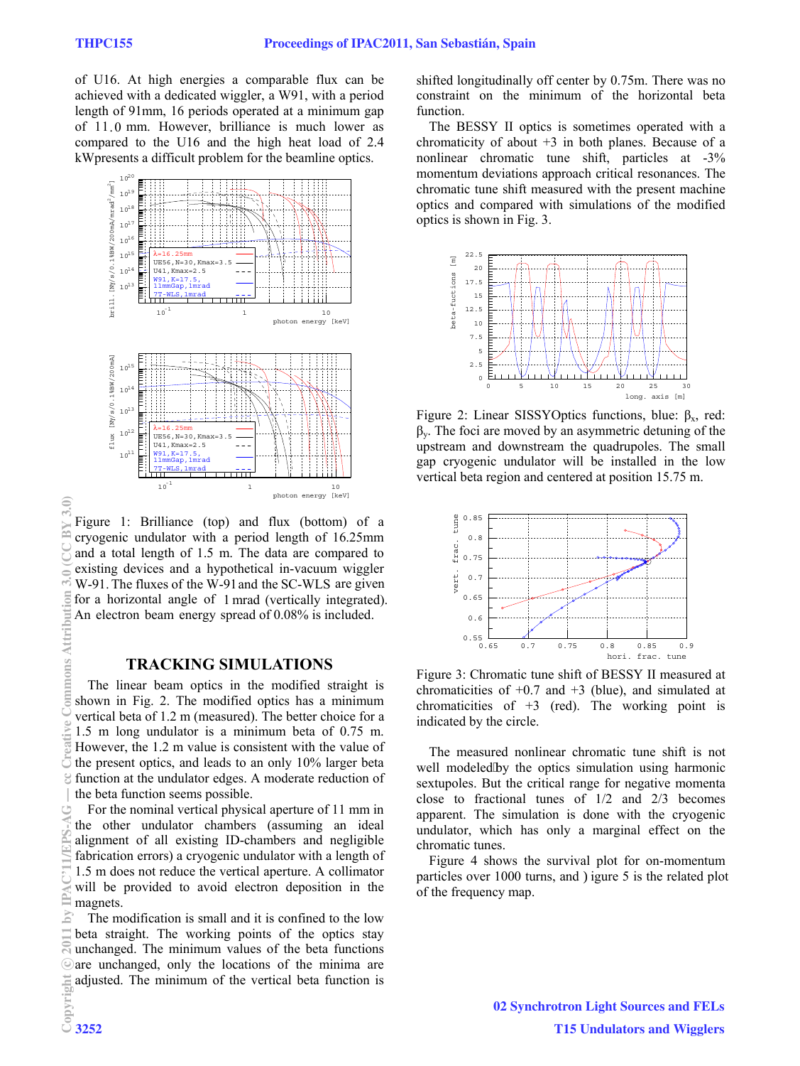of U16. At high energies a comparable flux can be achieved with a dedicated wiggler, a W91, with a period length of 91mm, 16 periods operated at a minimum gap of 11.0 mm. However, brilliance is much lower as compared to the U16 and the high heat load of 2.4 kWpresents a difficult problem for the beamline optics.

Figure 1: Brilliance (top) and flux (bottom) of a cryogenic undulator with a period length of 16.25mm and a total length of 1.5 m. The data are compared to existing devices and a hypothetical in-vacuum wiggler W-91. The fluxes of the W-91 and the SC-WLS are given for a horizontal angle of 1 mrad (vertically integrated). An electron beam energy spread of 0.08% is included.

## TRACKING SIMULATIONS

The linear beam optics in the modified straight is shown in Fig. 2. The modified optics has a minimum vertical beta of 1.2 m (measured). The better choice for a 1.5 m long undulator is a minimum beta of 0.75 m. However, the 1.2 m value is consistent with the value of the present optics, and leads to an only 10% larger beta function at the undulator edges. A moderate reduction of the beta function seems possible.

For the nominal vertical physical aperture of 11 mm in the other undulator chambers (assuming an ideal alignment of all existing ID-chambers and negligible fabrication errors) a cryogenic undulator with a length of 1.5 m does not reduce the vertical aperture. A collimator will be provided to avoid electron deposition in the magnets.

The modification is small and it is confined to the low beta straight. The working points of the optics stay unchanged. The minimum values of the beta functions are unchanged, only the locations of the minima are adjusted. The minimum of the vertical beta function is shifted longitudinally off center by 0.75m. There was no constraint on the minimum of the horizontal beta function.

The BESSY II optics is sometimes operated with a chromaticity of about +3 in both planes. Because of a nonlinear chromatic tune shift, particles at -3% momentum deviations approach critical resonances. The chromatic tune shift measured with the present machine optics and compared with simulations of the modified optics is shown in Fig. 3.

Figure 2: Linear SISSYOptics functions, blue: $\beta_x$, red: $\beta_y$. The foci are moved by an asymmetric detuning of the upstream and downstream the quadrupoles. The small gap cryogenic undulator will be installed in the low vertical beta region and centered at position 15.75 m.

Figure 3: Chromatic tune shift of BESSY II measured at chromaticities of +0.7 and +3 (blue), and simulated at chromaticities of +3 (red). The working point is indicated by the circle.

The measured nonlinear chromatic tune shift is not well modeled by the optics simulation using harmonic sextupoles. But the critical range for negative momenta close to fractional tunes of 1/2 and 2/3 becomes apparent. The simulation is done with the cryogenic undulator, which has only a marginal effect on the chromatic tunes.

Figure 4 shows the survival plot for on-momentum particles over 1000 turns, and ) igure 5 is the related plot of the frequency map.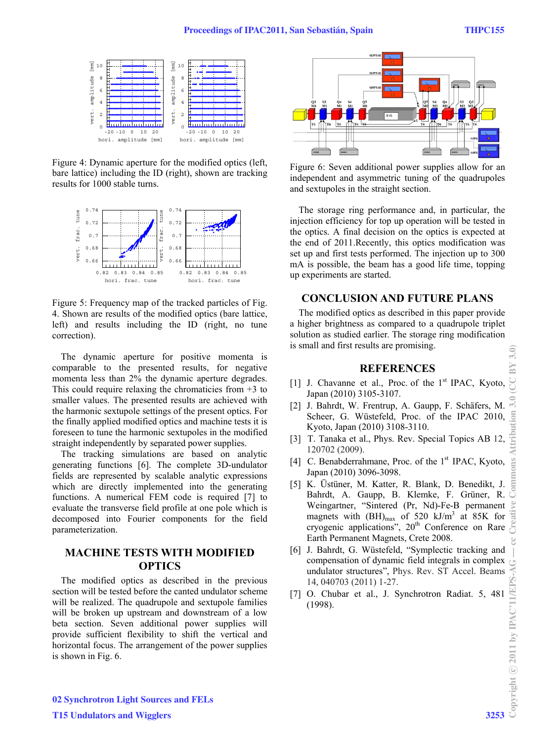vert. amplitude [mm]
10
8
6
4
2
0
-20 -10 0 10 20
hori. amplitude [mm]

vert. amplitude [mm]
10
8
6
4
2
0
-20 -10 0 10 20
hori. amplitude [mm]

Figure 4: Dynamic aperture for the modified optics (left, bare lattice) including the ID (right), shown are tracking results for 1000 stable turns.

vert. frac. tune
0.74
0.72
0.7
0.68
0.66
0.82 0.83 0.84 0.85
hori. frac. tune

vert. frac. tune
0.74
0.72
0.7
0.68
0.66
0.82 0.83 0.84 0.85
hori. frac. tune

Figure 5: Frequency map of the tracked particles of Fig. 4. Shown are results of the modified optics (bare lattice, left) and results including the ID (right, no tune correction).

The dynamic aperture for positive momenta is comparable to the presented results, for negative momenta less than 2% the dynamic aperture degrades. This could require relaxing the chromaticies from +3 to smaller values. The presented results are achieved with the harmonic sextupole settings of the present optics. For the finally applied modified optics and machine tests it is foreseen to tune the harmonic sextupoles in the modified straight independently by separated power supplies.

The tracking simulations are based on analytic generating functions [6]. The complete 3D-undulator fields are represented by scalable analytic expressions which are directly implemented into the generating functions. A numerical FEM code is required [7] to evaluate the transverse field profile at one pole which is decomposed into Fourier components for the field parameterization.

## MACHINE TESTS WITH MODIFIED OPTICS

The modified optics as described in the previous section will be tested before the canted undulator scheme will be realized. The quadrupole and sextupole families will be broken up upstream and downstream of a low beta section. Seven additional power supplies will provide sufficient flexibility to shift the vertical and horizontal focus. The arrangement of the power supplies is shown in Fig. 6.

Q3PT6R
Q4PT6R
Q5PT6R
Q3 M1 S3 M1 Q4 M1 S4 M1 Q5 M1 U41 Q5 M2 S4 M2 Q4 M2 S3 M2 Q3 M2
T6 T6 T6 T6 T6 T6 T6 T6 T6 T6
S3PR
S4PR

Figure 6: Seven additional power supplies allow for an independent and asymmetric tuning of the quadrupoles and sextupoles in the straight section.

The storage ring performance and, in particular, the injection efficiency for top up operation will be tested in the optics. A final decision on the optics is expected at the end of 2011.Recently, this optics modification was set up and first tests performed. The injection up to 300 mA is possible, the beam has a good life time, topping up experiments are started.

## CONCLUSION AND FUTURE PLANS

The modified optics as described in this paper provide a higher brightness as compared to a quadrupole triplet solution as studied earlier. The storage ring modification is small and first results are promising.

## REFERENCES

[1] J. Chavanne et al., Proc. of the 1st IPAC, Kyoto, Japan (2010) 3105-3107.

[2] J. Bahrdt, W. Frentrup, A. Gaupp, F. Schäfers, M. Scheer, G. Wüstefeld, Proc. of the IPAC 2010, Kyoto, Japan (2010) 3108-3110.

[3] T. Tanaka et al., Phys. Rev. Special Topics AB 12, 120702 (2009).

[4] C. Benabderrahmane, Proc. of the 1st IPAC, Kyoto, Japan (2010) 3096-3098.

[5] K. Üstüner, M. Katter, R. Blank, D. Benedikt, J. Bahrdt, A. Gaupp, B. Klemke, F. Grüner, R. Weingartner, "Sintered (Pr, Nd)-Fe-B permanent magnets with $(BH)_{max}$ of 520 kJ/m$^3$ at 85K for cryogenic applications", 20th Conference on Rare Earth Permanent Magnets, Crete 2008.

[6] J. Bahrdt, G. Wüstefeld, "Symplectic tracking and compensation of dynamic field integrals in complex undulator structures", Phys. Rev. ST Accel. Beams 14, 040703 (2011) 1-27.

[7] O. Chubar et al., J. Synchrotron Radiat. 5, 481 (1998).